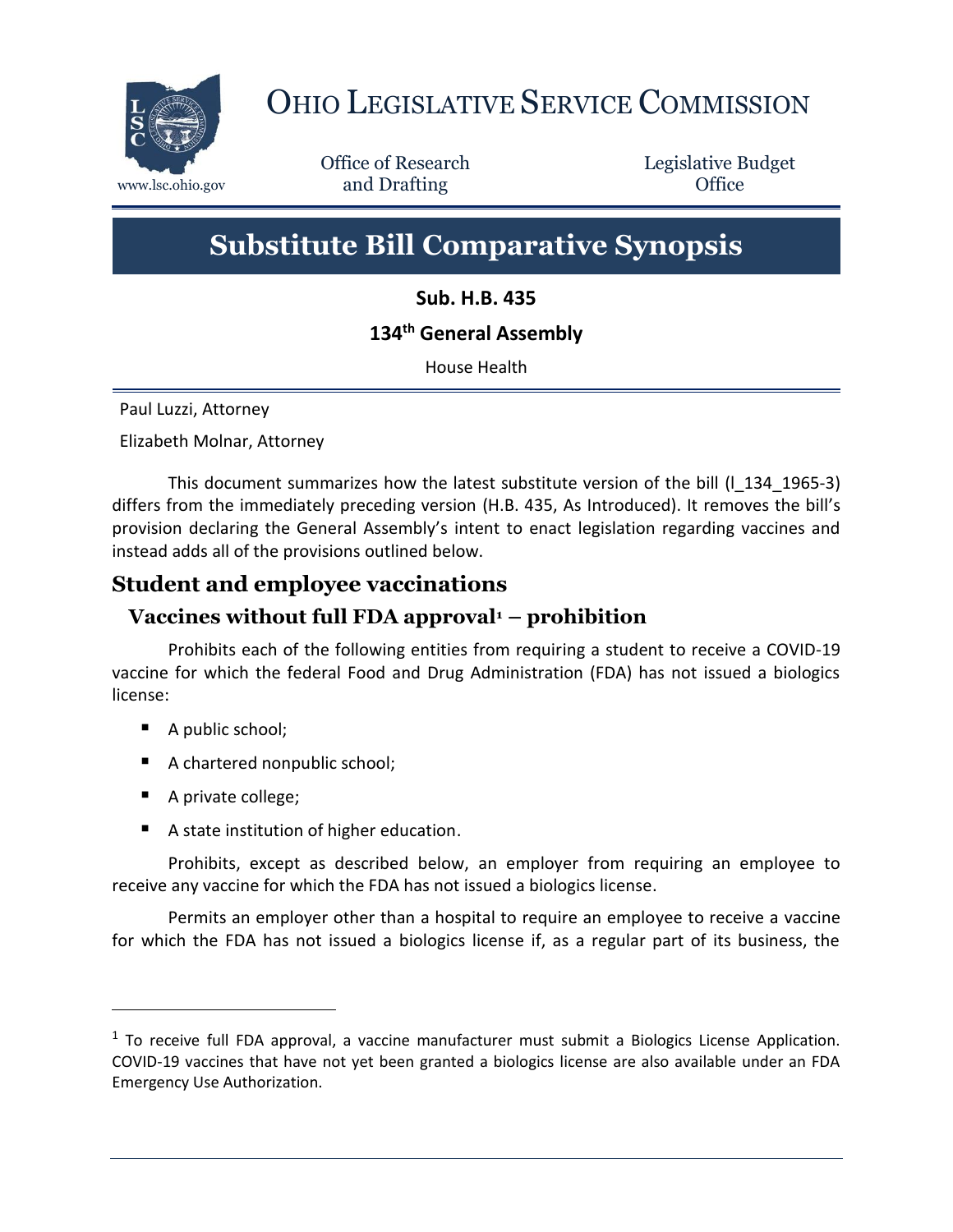# Ohio Legislative Service Commission

www.lsc.ohio.gov

Office of Research and Drafting

Legislative Budget Office

# Substitute Bill Comparative Synopsis

**Sub. H.B. 435**

**134th General Assembly**

House Health

Paul Luzzi, Attorney

Elizabeth Molnar, Attorney

This document summarizes how the latest substitute version of the bill (l_134_1965-3) differs from the immediately preceding version (H.B. 435, As Introduced). It removes the bill's provision declaring the General Assembly's intent to enact legislation regarding vaccines and instead adds all of the provisions outlined below.

## Student and employee vaccinations

### Vaccines without full FDA approval[1] – prohibition

Prohibits each of the following entities from requiring a student to receive a COVID-19 vaccine for which the federal Food and Drug Administration (FDA) has not issued a biologics license:

- A public school;
- A chartered nonpublic school;
- A private college;
- A state institution of higher education.

Prohibits, except as described below, an employer from requiring an employee to receive any vaccine for which the FDA has not issued a biologics license.

Permits an employer other than a hospital to require an employee to receive a vaccine for which the FDA has not issued a biologics license if, as a regular part of its business, the

[1] To receive full FDA approval, a vaccine manufacturer must submit a Biologics License Application. COVID-19 vaccines that have not yet been granted a biologics license are also available under an FDA Emergency Use Authorization.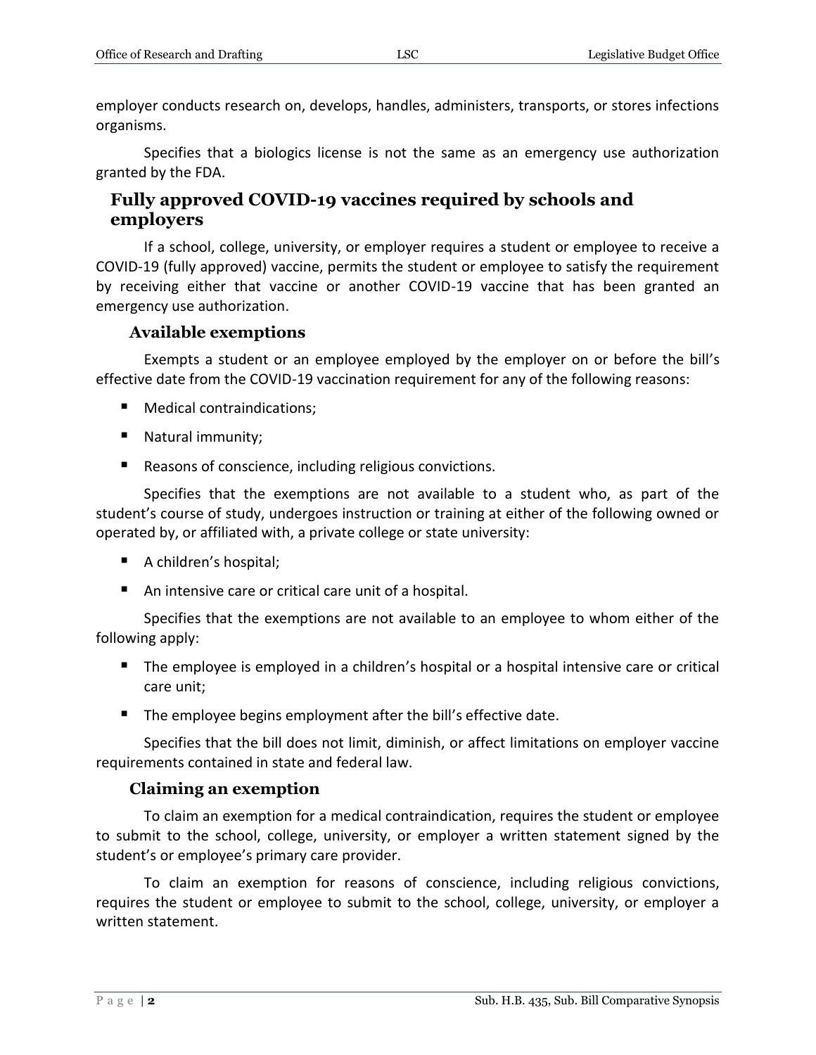employer conducts research on, develops, handles, administers, transports, or stores infections organisms.

Specifies that a biologics license is not the same as an emergency use authorization granted by the FDA.

## Fully approved COVID-19 vaccines required by schools and employers

If a school, college, university, or employer requires a student or employee to receive a COVID-19 (fully approved) vaccine, permits the student or employee to satisfy the requirement by receiving either that vaccine or another COVID-19 vaccine that has been granted an emergency use authorization.

### Available exemptions

Exempts a student or an employee employed by the employer on or before the bill's effective date from the COVID-19 vaccination requirement for any of the following reasons:

- Medical contraindications;
- Natural immunity;
- Reasons of conscience, including religious convictions.

Specifies that the exemptions are not available to a student who, as part of the student's course of study, undergoes instruction or training at either of the following owned or operated by, or affiliated with, a private college or state university:

- A children's hospital;
- An intensive care or critical care unit of a hospital.

Specifies that the exemptions are not available to an employee to whom either of the following apply:

- The employee is employed in a children's hospital or a hospital intensive care or critical care unit;
- The employee begins employment after the bill's effective date.

Specifies that the bill does not limit, diminish, or affect limitations on employer vaccine requirements contained in state and federal law.

### Claiming an exemption

To claim an exemption for a medical contraindication, requires the student or employee to submit to the school, college, university, or employer a written statement signed by the student's or employee's primary care provider.

To claim an exemption for reasons of conscience, including religious convictions, requires the student or employee to submit to the school, college, university, or employer a written statement.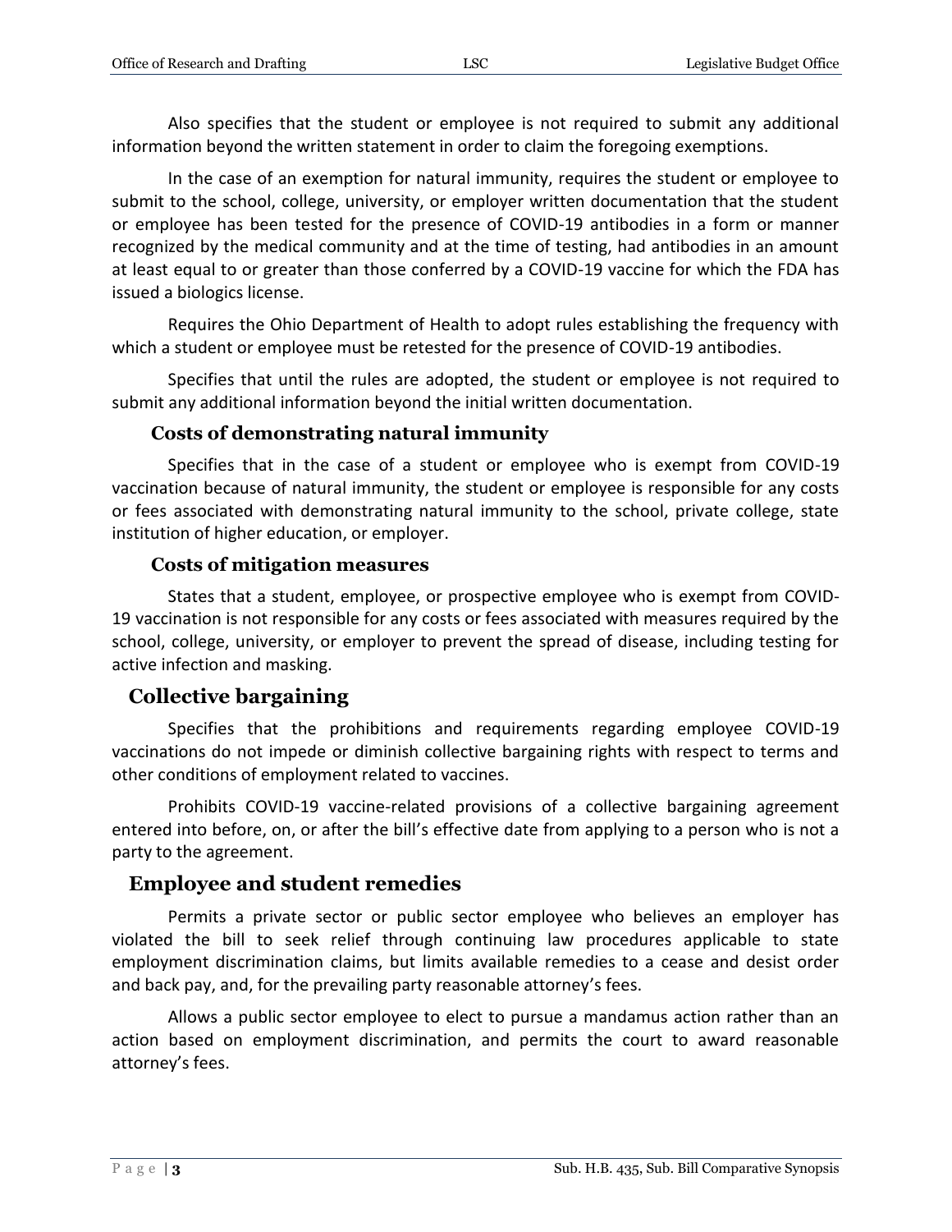Also specifies that the student or employee is not required to submit any additional information beyond the written statement in order to claim the foregoing exemptions.

In the case of an exemption for natural immunity, requires the student or employee to submit to the school, college, university, or employer written documentation that the student or employee has been tested for the presence of COVID-19 antibodies in a form or manner recognized by the medical community and at the time of testing, had antibodies in an amount at least equal to or greater than those conferred by a COVID-19 vaccine for which the FDA has issued a biologics license.

Requires the Ohio Department of Health to adopt rules establishing the frequency with which a student or employee must be retested for the presence of COVID-19 antibodies.

Specifies that until the rules are adopted, the student or employee is not required to submit any additional information beyond the initial written documentation.

### Costs of demonstrating natural immunity

Specifies that in the case of a student or employee who is exempt from COVID-19 vaccination because of natural immunity, the student or employee is responsible for any costs or fees associated with demonstrating natural immunity to the school, private college, state institution of higher education, or employer.

### Costs of mitigation measures

States that a student, employee, or prospective employee who is exempt from COVID-19 vaccination is not responsible for any costs or fees associated with measures required by the school, college, university, or employer to prevent the spread of disease, including testing for active infection and masking.

## Collective bargaining

Specifies that the prohibitions and requirements regarding employee COVID-19 vaccinations do not impede or diminish collective bargaining rights with respect to terms and other conditions of employment related to vaccines.

Prohibits COVID-19 vaccine-related provisions of a collective bargaining agreement entered into before, on, or after the bill's effective date from applying to a person who is not a party to the agreement.

## Employee and student remedies

Permits a private sector or public sector employee who believes an employer has violated the bill to seek relief through continuing law procedures applicable to state employment discrimination claims, but limits available remedies to a cease and desist order and back pay, and, for the prevailing party reasonable attorney's fees.

Allows a public sector employee to elect to pursue a mandamus action rather than an action based on employment discrimination, and permits the court to award reasonable attorney's fees.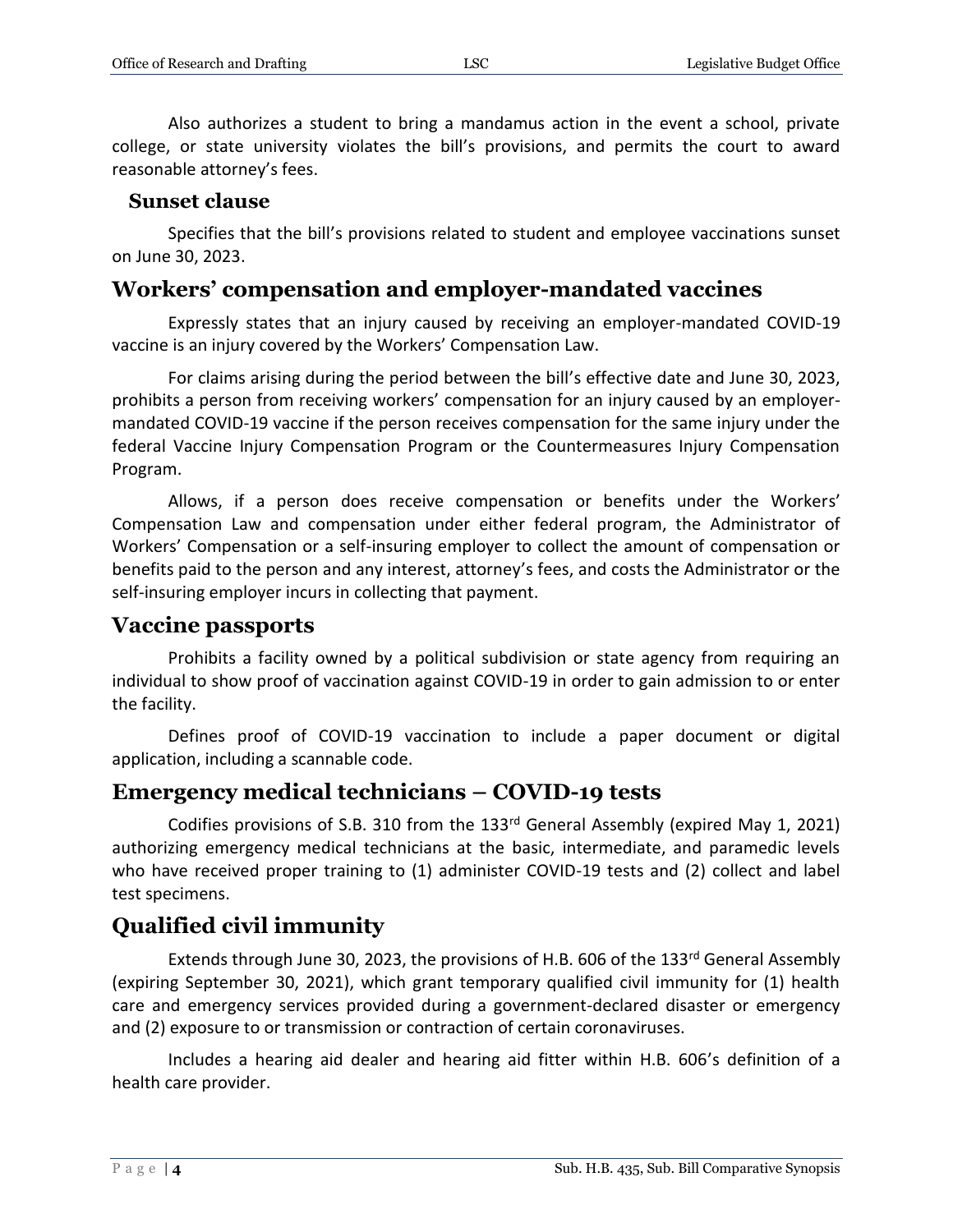Also authorizes a student to bring a mandamus action in the event a school, private college, or state university violates the bill's provisions, and permits the court to award reasonable attorney's fees.

### Sunset clause

Specifies that the bill's provisions related to student and employee vaccinations sunset on June 30, 2023.

## Workers' compensation and employer-mandated vaccines

Expressly states that an injury caused by receiving an employer-mandated COVID-19 vaccine is an injury covered by the Workers' Compensation Law.

For claims arising during the period between the bill's effective date and June 30, 2023, prohibits a person from receiving workers' compensation for an injury caused by an employer-mandated COVID-19 vaccine if the person receives compensation for the same injury under the federal Vaccine Injury Compensation Program or the Countermeasures Injury Compensation Program.

Allows, if a person does receive compensation or benefits under the Workers' Compensation Law and compensation under either federal program, the Administrator of Workers' Compensation or a self-insuring employer to collect the amount of compensation or benefits paid to the person and any interest, attorney's fees, and costs the Administrator or the self-insuring employer incurs in collecting that payment.

## Vaccine passports

Prohibits a facility owned by a political subdivision or state agency from requiring an individual to show proof of vaccination against COVID-19 in order to gain admission to or enter the facility.

Defines proof of COVID-19 vaccination to include a paper document or digital application, including a scannable code.

## Emergency medical technicians – COVID-19 tests

Codifies provisions of S.B. 310 from the 133rd General Assembly (expired May 1, 2021) authorizing emergency medical technicians at the basic, intermediate, and paramedic levels who have received proper training to (1) administer COVID-19 tests and (2) collect and label test specimens.

## Qualified civil immunity

Extends through June 30, 2023, the provisions of H.B. 606 of the 133rd General Assembly (expiring September 30, 2021), which grant temporary qualified civil immunity for (1) health care and emergency services provided during a government-declared disaster or emergency and (2) exposure to or transmission or contraction of certain coronaviruses.

Includes a hearing aid dealer and hearing aid fitter within H.B. 606's definition of a health care provider.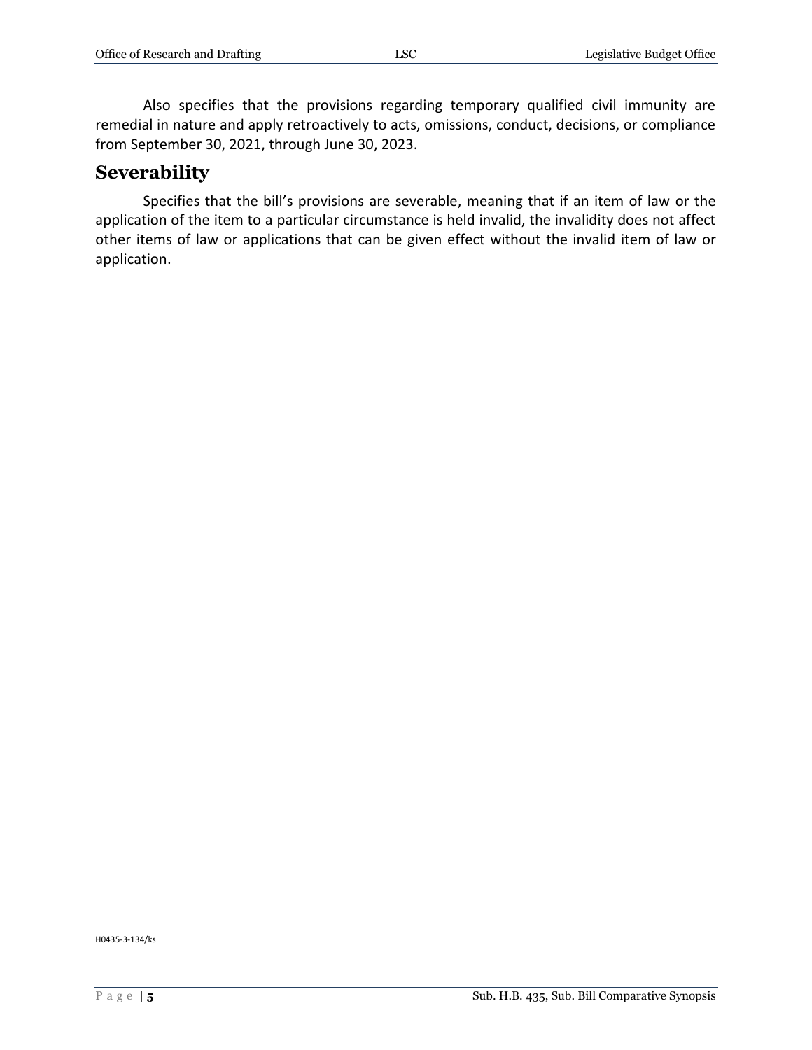Also specifies that the provisions regarding temporary qualified civil immunity are remedial in nature and apply retroactively to acts, omissions, conduct, decisions, or compliance from September 30, 2021, through June 30, 2023.

## Severability

Specifies that the bill's provisions are severable, meaning that if an item of law or the application of the item to a particular circumstance is held invalid, the invalidity does not affect other items of law or applications that can be given effect without the invalid item of law or application.

H0435-3-134/ks